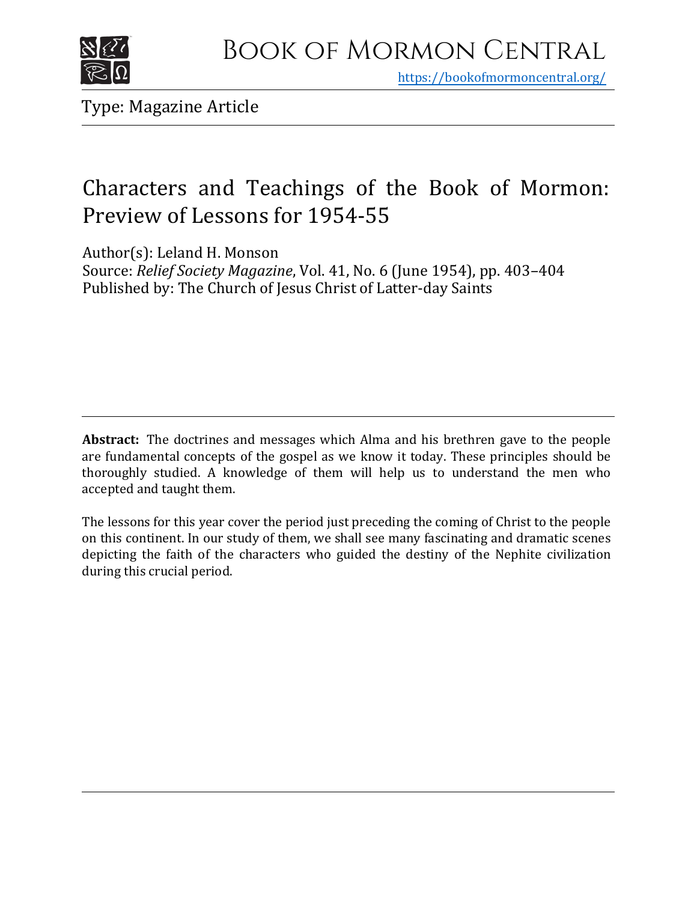Book of Mormon Central

https://bookofmormoncentral.org/

Type: Magazine Article

# Characters and Teachings of the Book of Mormon: Preview of Lessons for 1954-55

Author(s): Leland H. Monson
Source: *Relief Society Magazine*, Vol. 41, No. 6 (June 1954), pp. 403–404
Published by: The Church of Jesus Christ of Latter-day Saints

**Abstract:** The doctrines and messages which Alma and his brethren gave to the people are fundamental concepts of the gospel as we know it today. These principles should be thoroughly studied. A knowledge of them will help us to understand the men who accepted and taught them.

The lessons for this year cover the period just preceding the coming of Christ to the people on this continent. In our study of them, we shall see many fascinating and dramatic scenes depicting the faith of the characters who guided the destiny of the Nephite civilization during this crucial period.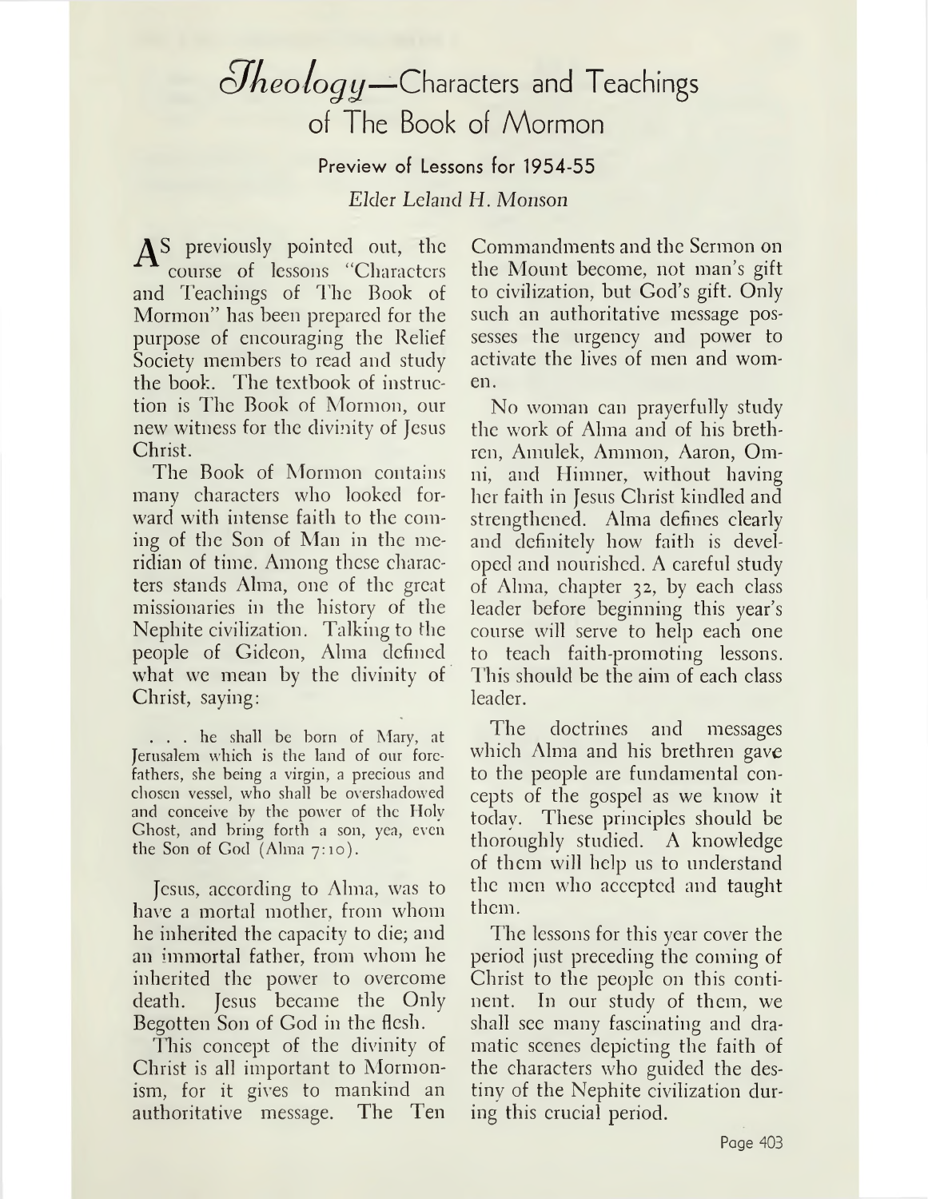# *Theology*—Characters and Teachings of The Book of Mormon

## Preview of Lessons for 1954-55

*Elder Leland H. Monson*

As previously pointed out, the course of lessons "Characters and Teachings of The Book of Mormon" has been prepared for the purpose of encouraging the Relief Society members to read and study the book. The textbook of instruction is The Book of Mormon, our new witness for the divinity of Jesus Christ.

The Book of Mormon contains many characters who looked forward with intense faith to the coming of the Son of Man in the meridian of time. Among these characters stands Alma, one of the great missionaries in the history of the Nephite civilization. Talking to the people of Gideon, Alma defined what we mean by the divinity of Christ, saying:

> . . . he shall be born of Mary, at Jerusalem which is the land of our forefathers, she being a virgin, a precious and chosen vessel, who shall be overshadowed and conceive by the power of the Holy Ghost, and bring forth a son, yea, even the Son of God (Alma 7:10).

Jesus, according to Alma, was to have a mortal mother, from whom he inherited the capacity to die; and an immortal father, from whom he inherited the power to overcome death. Jesus became the Only Begotten Son of God in the flesh.

This concept of the divinity of Christ is all important to Mormonism, for it gives to mankind an authoritative message. The Ten Commandments and the Sermon on the Mount become, not man's gift to civilization, but God's gift. Only such an authoritative message possesses the urgency and power to activate the lives of men and women.

No woman can prayerfully study the work of Alma and of his brethren, Amulek, Ammon, Aaron, Omni, and Himner, without having her faith in Jesus Christ kindled and strengthened. Alma defines clearly and definitely how faith is developed and nourished. A careful study of Alma, chapter 32, by each class leader before beginning this year's course will serve to help each one to teach faith-promoting lessons. This should be the aim of each class leader.

The doctrines and messages which Alma and his brethren gave to the people are fundamental concepts of the gospel as we know it today. These principles should be thoroughly studied. A knowledge of them will help us to understand the men who accepted and taught them.

The lessons for this year cover the period just preceding the coming of Christ to the people on this continent. In our study of them, we shall see many fascinating and dramatic scenes depicting the faith of the characters who guided the destiny of the Nephite civilization during this crucial period.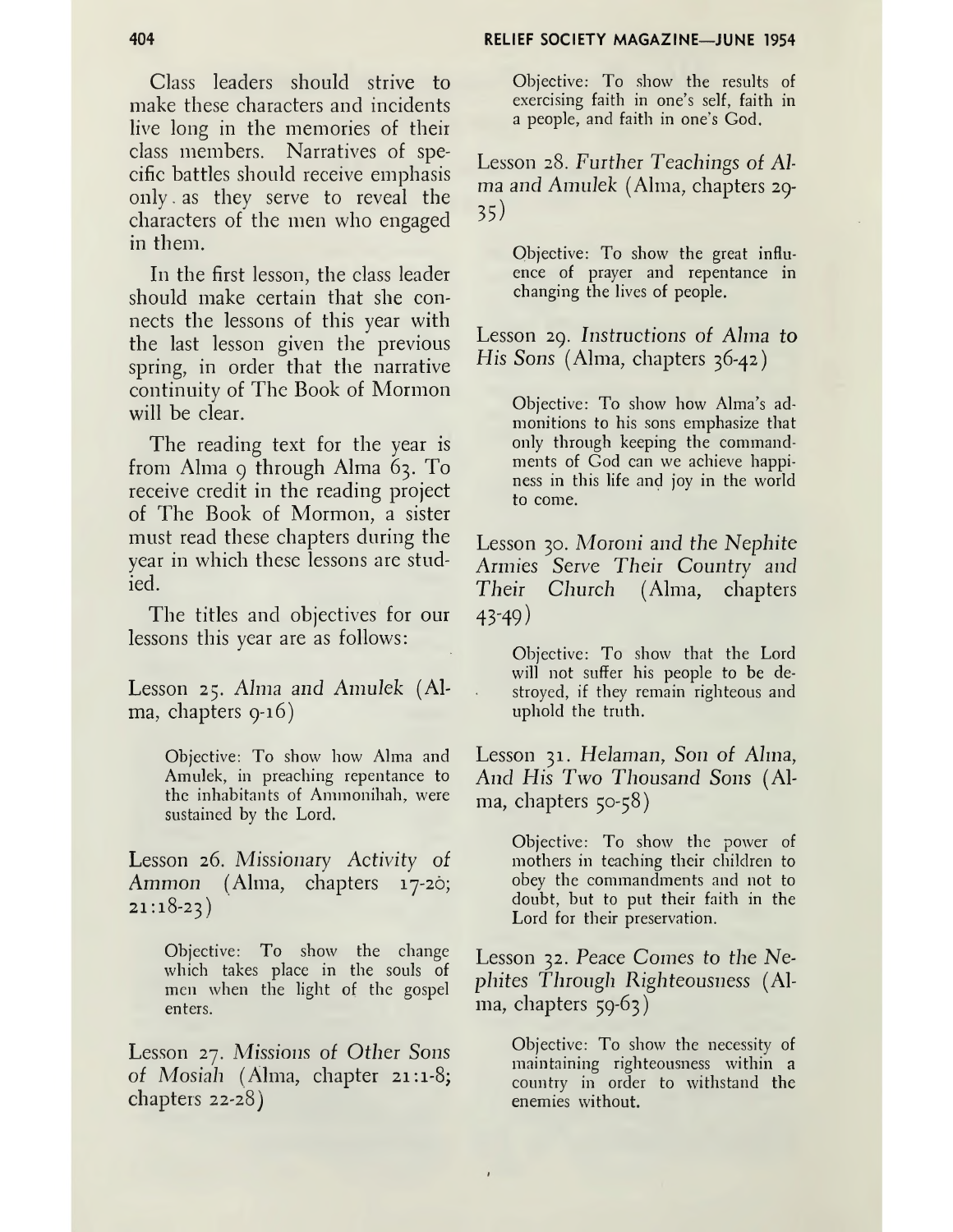Class leaders should strive to make these characters and incidents live long in the memories of their class members. Narratives of specific battles should receive emphasis only as they serve to reveal the characters of the men who engaged in them.

In the first lesson, the class leader should make certain that she connects the lessons of this year with the last lesson given the previous spring, in order that the narrative continuity of The Book of Mormon will be clear.

The reading text for the year is from Alma 9 through Alma 63. To receive credit in the reading project of The Book of Mormon, a sister must read these chapters during the year in which these lessons are studied.

The titles and objectives for our lessons this year are as follows:

Lesson 25. *Alma and Amulek* (Alma, chapters 9-16)

> Objective: To show how Alma and Amulek, in preaching repentance to the inhabitants of Ammonihah, were sustained by the Lord.

Lesson 26. *Missionary Activity of Ammon* (Alma, chapters 17-20; 21:18-23)

> Objective: To show the change which takes place in the souls of men when the light of the gospel enters.

Lesson 27. *Missions of Other Sons of Mosiah* (Alma, chapter 21:1-8; chapters 22-28)

> Objective: To show the results of exercising faith in one's self, faith in a people, and faith in one's God.

Lesson 28. *Further Teachings of Alma and Amulek* (Alma, chapters 29-35)

> Objective: To show the great influence of prayer and repentance in changing the lives of people.

Lesson 29. *Instructions of Alma to His Sons* (Alma, chapters 36-42)

> Objective: To show how Alma's admonitions to his sons emphasize that only through keeping the commandments of God can we achieve happiness in this life and joy in the world to come.

Lesson 30. *Moroni and the Nephite Armies Serve Their Country and Their Church* (Alma, chapters 43-49)

> Objective: To show that the Lord will not suffer his people to be destroyed, if they remain righteous and uphold the truth.

Lesson 31. *Helaman, Son of Alma, And His Two Thousand Sons* (Alma, chapters 50-58)

> Objective: To show the power of mothers in teaching their children to obey the commandments and not to doubt, but to put their faith in the Lord for their preservation.

Lesson 32. *Peace Comes to the Nephites Through Righteousness* (Alma, chapters 59-63)

> Objective: To show the necessity of maintaining righteousness within a country in order to withstand the enemies without.